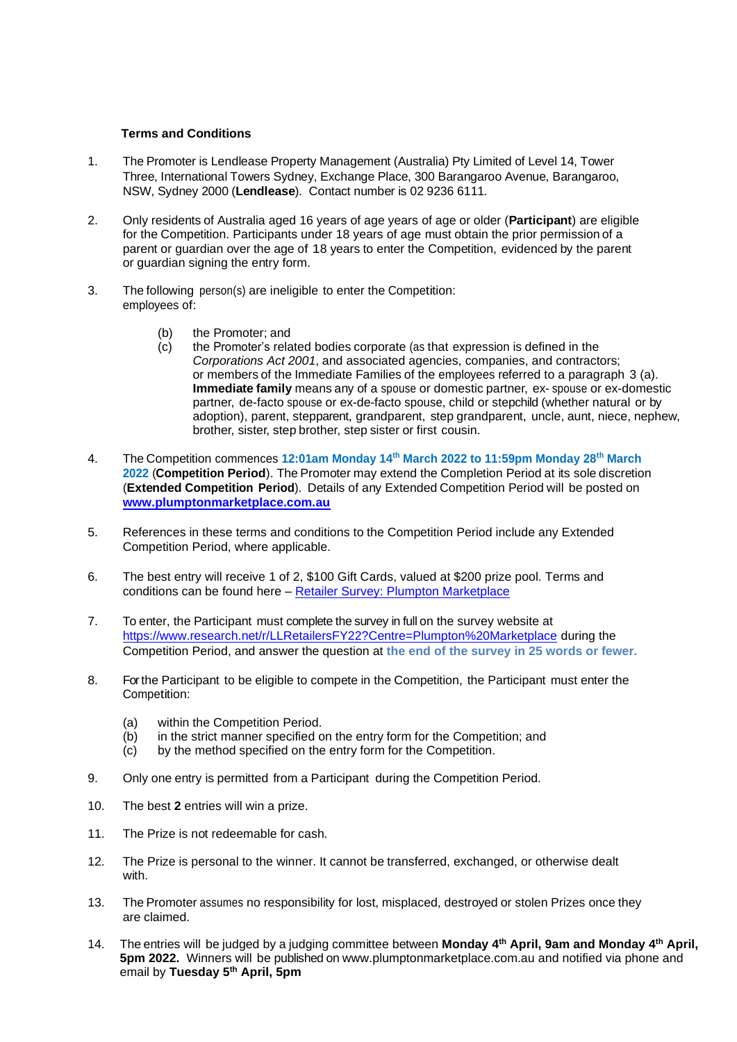**Terms and Conditions**

1. The Promoter is Lendlease Property Management (Australia) Pty Limited of Level 14, Tower Three, International Towers Sydney, Exchange Place, 300 Barangaroo Avenue, Barangaroo, NSW, Sydney 2000 (**Lendlease**). Contact number is 02 9236 6111.

2. Only residents of Australia aged 16 years of age years of age or older (**Participant**) are eligible for the Competition. Participants under 18 years of age must obtain the prior permission of a parent or guardian over the age of 18 years to enter the Competition, evidenced by the parent or guardian signing the entry form.

3. The following person(s) are ineligible to enter the Competition: employees of:

   (b) the Promoter; and
   
   (c) the Promoter's related bodies corporate (as that expression is defined in the *Corporations Act 2001*, and associated agencies, companies, and contractors; or members of the Immediate Families of the employees referred to a paragraph 3 (a). **Immediate family** means any of a spouse or domestic partner, ex- spouse or ex-domestic partner, de-facto spouse or ex-de-facto spouse, child or stepchild (whether natural or by adoption), parent, stepparent, grandparent, step grandparent, uncle, aunt, niece, nephew, brother, sister, step brother, step sister or first cousin.

4. The Competition commences **12:01am Monday 14th March 2022 to 11:59pm Monday 28th March 2022** (**Competition Period**). The Promoter may extend the Completion Period at its sole discretion (**Extended Competition Period**). Details of any Extended Competition Period will be posted on **[www.plumptonmarketplace.com.au](www.plumptonmarketplace.com.au)**

5. References in these terms and conditions to the Competition Period include any Extended Competition Period, where applicable.

6. The best entry will receive 1 of 2, $100 Gift Cards, valued at $200 prize pool. Terms and conditions can be found here – [Retailer Survey: Plumpton Marketplace]()

7. To enter, the Participant must complete the survey in full on the survey website at [https://www.research.net/r/LLRetailersFY22?Centre=Plumpton%20Marketplace](https://www.research.net/r/LLRetailersFY22?Centre=Plumpton%20Marketplace) during the Competition Period, and answer the question at **the end of the survey in 25 words or fewer.**

8. For the Participant to be eligible to compete in the Competition, the Participant must enter the Competition:

   (a) within the Competition Period.
   
   (b) in the strict manner specified on the entry form for the Competition; and
   
   (c) by the method specified on the entry form for the Competition.

9. Only one entry is permitted from a Participant during the Competition Period.

10. The best **2** entries will win a prize.

11. The Prize is not redeemable for cash.

12. The Prize is personal to the winner. It cannot be transferred, exchanged, or otherwise dealt with.

13. The Promoter assumes no responsibility for lost, misplaced, destroyed or stolen Prizes once they are claimed.

14. The entries will be judged by a judging committee between **Monday 4th April, 9am and Monday 4th April, 5pm 2022.** Winners will be published on www.plumptonmarketplace.com.au and notified via phone and email by **Tuesday 5th April, 5pm**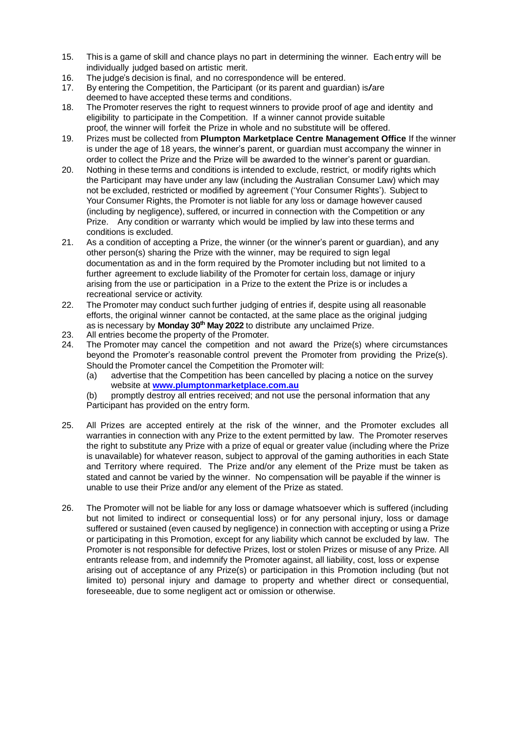15. This is a game of skill and chance plays no part in determining the winner. Each entry will be individually judged based on artistic merit.
16. The judge's decision is final, and no correspondence will be entered.
17. By entering the Competition, the Participant (or its parent and guardian) is/are deemed to have accepted these terms and conditions.
18. The Promoter reserves the right to request winners to provide proof of age and identity and eligibility to participate in the Competition. If a winner cannot provide suitable proof, the winner will forfeit the Prize in whole and no substitute will be offered.
19. Prizes must be collected from **Plumpton Marketplace Centre Management Office** If the winner is under the age of 18 years, the winner's parent, or guardian must accompany the winner in order to collect the Prize and the Prize will be awarded to the winner's parent or guardian.
20. Nothing in these terms and conditions is intended to exclude, restrict, or modify rights which the Participant may have under any law (including the Australian Consumer Law) which may not be excluded, restricted or modified by agreement ('Your Consumer Rights'). Subject to Your Consumer Rights, the Promoter is not liable for any loss or damage however caused (including by negligence), suffered, or incurred in connection with the Competition or any Prize. Any condition or warranty which would be implied by law into these terms and conditions is excluded.
21. As a condition of accepting a Prize, the winner (or the winner's parent or guardian), and any other person(s) sharing the Prize with the winner, may be required to sign legal documentation as and in the form required by the Promoter including but not limited to a further agreement to exclude liability of the Promoter for certain loss, damage or injury arising from the use or participation in a Prize to the extent the Prize is or includes a recreational service or activity.
22. The Promoter may conduct such further judging of entries if, despite using all reasonable efforts, the original winner cannot be contacted, at the same place as the original judging as is necessary by **Monday 30th May 2022** to distribute any unclaimed Prize.
23. All entries become the property of the Promoter.
24. The Promoter may cancel the competition and not award the Prize(s) where circumstances beyond the Promoter's reasonable control prevent the Promoter from providing the Prize(s). Should the Promoter cancel the Competition the Promoter will:
    (a) advertise that the Competition has been cancelled by placing a notice on the survey website at **www.plumptonmarketplace.com.au**
    (b) promptly destroy all entries received; and not use the personal information that any Participant has provided on the entry form.
25. All Prizes are accepted entirely at the risk of the winner, and the Promoter excludes all warranties in connection with any Prize to the extent permitted by law. The Promoter reserves the right to substitute any Prize with a prize of equal or greater value (including where the Prize is unavailable) for whatever reason, subject to approval of the gaming authorities in each State and Territory where required. The Prize and/or any element of the Prize must be taken as stated and cannot be varied by the winner. No compensation will be payable if the winner is unable to use their Prize and/or any element of the Prize as stated.
26. The Promoter will not be liable for any loss or damage whatsoever which is suffered (including but not limited to indirect or consequential loss) or for any personal injury, loss or damage suffered or sustained (even caused by negligence) in connection with accepting or using a Prize or participating in this Promotion, except for any liability which cannot be excluded by law. The Promoter is not responsible for defective Prizes, lost or stolen Prizes or misuse of any Prize. All entrants release from, and indemnify the Promoter against, all liability, cost, loss or expense arising out of acceptance of any Prize(s) or participation in this Promotion including (but not limited to) personal injury and damage to property and whether direct or consequential, foreseeable, due to some negligent act or omission or otherwise.